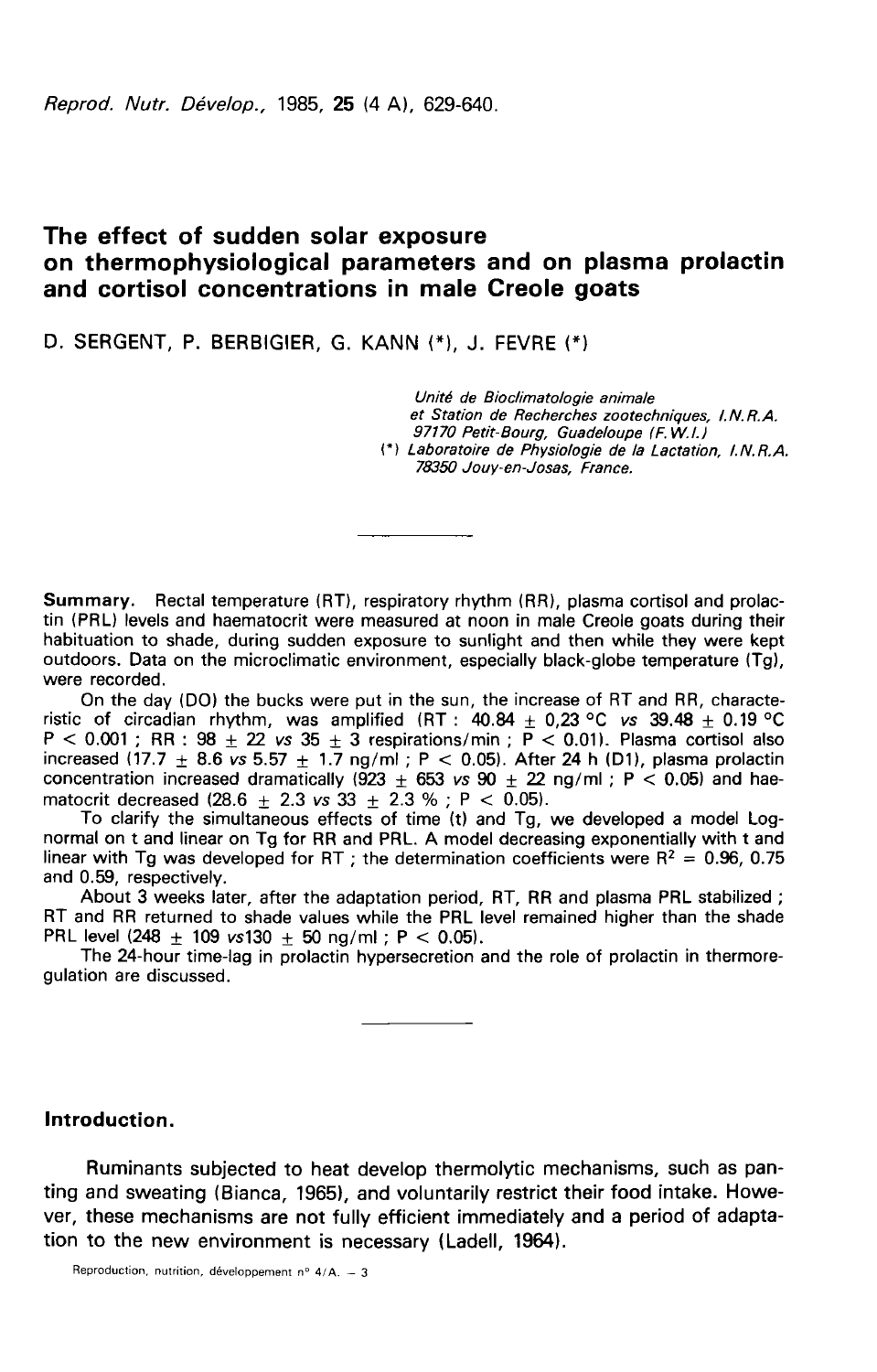# The effect of sudden solar exposure on thermophysiological parameters and on plasma prolactin and cortisol concentrations in male Creole goats

D. SERGENT, P. BERBIGIER, G. KANN (*), J. FEVRE (*)

*Unité de Bioclimatologie animale et Station de Recherches zootechniques, I.N.R.A. 97170 Petit-Bourg, Guadeloupe (F.W.I.)*
*(*) Laboratoire de Physiologie de la Lactation, I.N.R.A. 78350 Jouy-en-Josas, France.*

---

**Summary.** Rectal temperature (RT), respiratory rhythm (RR), plasma cortisol and prolactin (PRL) levels and haematocrit were measured at noon in male Creole goats during their habituation to shade, during sudden exposure to sunlight and then while they were kept outdoors. Data on the microclimatic environment, especially black-globe temperature (Tg), were recorded.

On the day (D0) the bucks were put in the sun, the increase of RT and RR, characteristic of circadian rhythm, was amplified (RT : 40.84 ± 0,23 °C *vs* 39.48 ± 0.19 °C $P < 0.001$ ; RR : 98 ± 22 *vs* 35 ± 3 respirations/min ; $P < 0.01$). Plasma cortisol also increased (17.7 ± 8.6 *vs* 5.57 ± 1.7 ng/ml ; $P < 0.05$). After 24 h (D1), plasma prolactin concentration increased dramatically (923 ± 653 *vs* 90 ± 22 ng/ml ; $P < 0.05$) and haematocrit decreased (28.6 ± 2.3 *vs* 33 ± 2.3 % ; $P < 0.05$).

To clarify the simultaneous effects of time (t) and Tg, we developed a model Lognormal on t and linear on Tg for RR and PRL. A model decreasing exponentially with t and linear with Tg was developed for RT ; the determination coefficients were $R^2$ = 0.96, 0.75 and 0.59, respectively.

About 3 weeks later, after the adaptation period, RT, RR and plasma PRL stabilized ; RT and RR returned to shade values while the PRL level remained higher than the shade PRL level (248 ± 109 *vs* 130 ± 50 ng/ml ; $P < 0.05$).

The 24-hour time-lag in prolactin hypersecretion and the role of prolactin in thermoregulation are discussed.

---

## Introduction.

Ruminants subjected to heat develop thermolytic mechanisms, such as panting and sweating (Bianca, 1965), and voluntarily restrict their food intake. However, these mechanisms are not fully efficient immediately and a period of adaptation to the new environment is necessary (Ladell, 1964).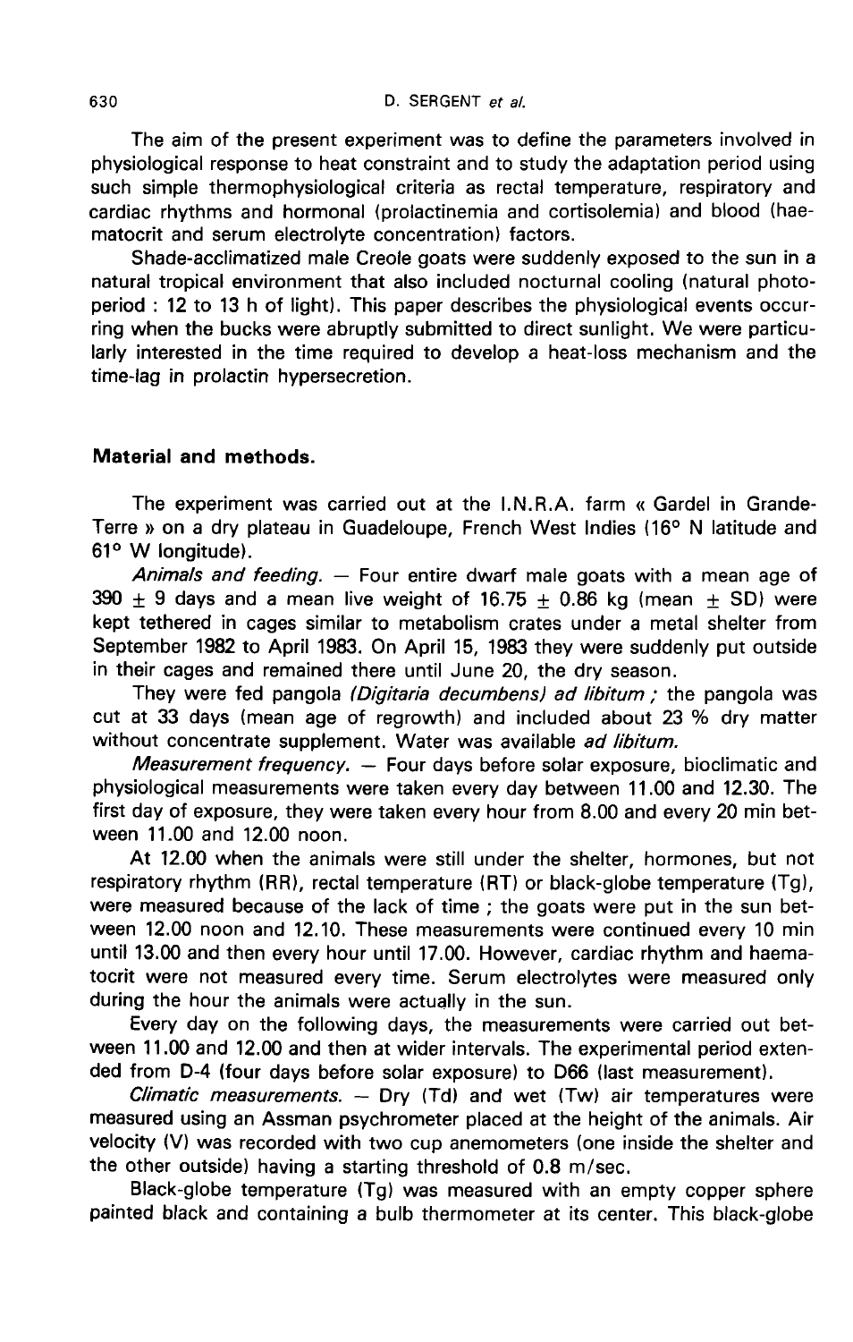The aim of the present experiment was to define the parameters involved in physiological response to heat constraint and to study the adaptation period using such simple thermophysiological criteria as rectal temperature, respiratory and cardiac rhythms and hormonal (prolactinemia and cortisolemia) and blood (haematocrit and serum electrolyte concentration) factors.

Shade-acclimatized male Creole goats were suddenly exposed to the sun in a natural tropical environment that also included nocturnal cooling (natural photoperiod : 12 to 13 h of light). This paper describes the physiological events occurring when the bucks were abruptly submitted to direct sunlight. We were particularly interested in the time required to develop a heat-loss mechanism and the time-lag in prolactin hypersecretion.

## Material and methods.

The experiment was carried out at the I.N.R.A. farm « Gardel in Grande-Terre » on a dry plateau in Guadeloupe, French West Indies (16° N latitude and 61° W longitude).

*Animals and feeding.* — Four entire dwarf male goats with a mean age of $390 \pm 9$ days and a mean live weight of $16.75 \pm 0.86$ kg (mean $\pm$ SD) were kept tethered in cages similar to metabolism crates under a metal shelter from September 1982 to April 1983. On April 15, 1983 they were suddenly put outside in their cages and remained there until June 20, the dry season.

They were fed pangola *(Digitaria decumbens) ad libitum ;* the pangola was cut at 33 days (mean age of regrowth) and included about 23 % dry matter without concentrate supplement. Water was available *ad libitum.*

*Measurement frequency.* — Four days before solar exposure, bioclimatic and physiological measurements were taken every day between 11.00 and 12.30. The first day of exposure, they were taken every hour from 8.00 and every 20 min between 11.00 and 12.00 noon.

At 12.00 when the animals were still under the shelter, hormones, but not respiratory rhythm (RR), rectal temperature (RT) or black-globe temperature (Tg), were measured because of the lack of time ; the goats were put in the sun between 12.00 noon and 12.10. These measurements were continued every 10 min until 13.00 and then every hour until 17.00. However, cardiac rhythm and haematocrit were not measured every time. Serum electrolytes were measured only during the hour the animals were actually in the sun.

Every day on the following days, the measurements were carried out between 11.00 and 12.00 and then at wider intervals. The experimental period extended from D-4 (four days before solar exposure) to D66 (last measurement).

*Climatic measurements.* — Dry (Td) and wet (Tw) air temperatures were measured using an Assman psychrometer placed at the height of the animals. Air velocity (V) was recorded with two cup anemometers (one inside the shelter and the other outside) having a starting threshold of 0.8 m/sec.

Black-globe temperature (Tg) was measured with an empty copper sphere painted black and containing a bulb thermometer at its center. This black-globe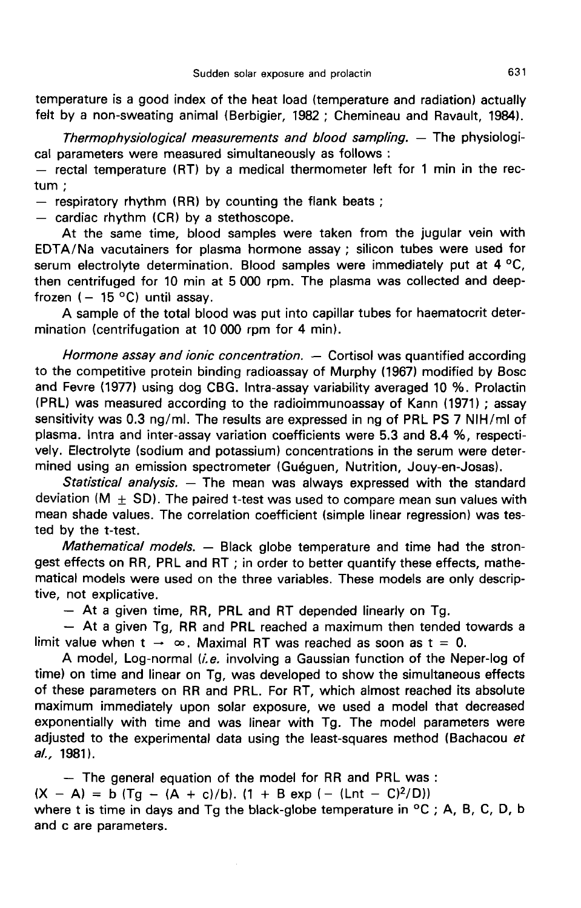temperature is a good index of the heat load (temperature and radiation) actually felt by a non-sweating animal (Berbigier, 1982 ; Chemineau and Ravault, 1984).

*Thermophysiological measurements and blood sampling.* — The physiological parameters were measured simultaneously as follows :

— rectal temperature (RT) by a medical thermometer left for 1 min in the rectum ;

— respiratory rhythm (RR) by counting the flank beats ;

— cardiac rhythm (CR) by a stethoscope.

At the same time, blood samples were taken from the jugular vein with EDTA/Na vacutainers for plasma hormone assay ; silicon tubes were used for serum electrolyte determination. Blood samples were immediately put at 4 °C, then centrifuged for 10 min at 5 000 rpm. The plasma was collected and deep-frozen (− 15 °C) until assay.

A sample of the total blood was put into capillar tubes for haematocrit determination (centrifugation at 10 000 rpm for 4 min).

*Hormone assay and ionic concentration.* — Cortisol was quantified according to the competitive protein binding radioassay of Murphy (1967) modified by Bosc and Fevre (1977) using dog CBG. Intra-assay variability averaged 10 %. Prolactin (PRL) was measured according to the radioimmunoassay of Kann (1971) ; assay sensitivity was 0.3 ng/ml. The results are expressed in ng of PRL PS 7 NIH/ml of plasma. Intra and inter-assay variation coefficients were 5.3 and 8.4 %, respectively. Electrolyte (sodium and potassium) concentrations in the serum were determined using an emission spectrometer (Guéguen, Nutrition, Jouy-en-Josas).

*Statistical analysis.* — The mean was always expressed with the standard deviation ($M \pm SD$). The paired t-test was used to compare mean sun values with mean shade values. The correlation coefficient (simple linear regression) was tested by the t-test.

*Mathematical models.* — Black globe temperature and time had the strongest effects on RR, PRL and RT ; in order to better quantify these effects, mathematical models were used on the three variables. These models are only descriptive, not explicative.

— At a given time, RR, PRL and RT depended linearly on Tg.

— At a given Tg, RR and PRL reached a maximum then tended towards a limit value when $t \rightarrow \infty$. Maximal RT was reached as soon as $t = 0$.

A model, Log-normal (*i.e.* involving a Gaussian function of the Neper-log of time) on time and linear on Tg, was developed to show the simultaneous effects of these parameters on RR and PRL. For RT, which almost reached its absolute maximum immediately upon solar exposure, we used a model that decreased exponentially with time and was linear with Tg. The model parameters were adjusted to the experimental data using the least-squares method (Bachacou *et al.*, 1981).

— The general equation of the model for RR and PRL was :

$$(X - A) = b\,(Tg - (A + c)/b).\,(1 + B \exp(-(\mathrm{Ln}t - C)^2/D))$$

where t is time in days and Tg the black-globe temperature in °C ; A, B, C, D, b and c are parameters.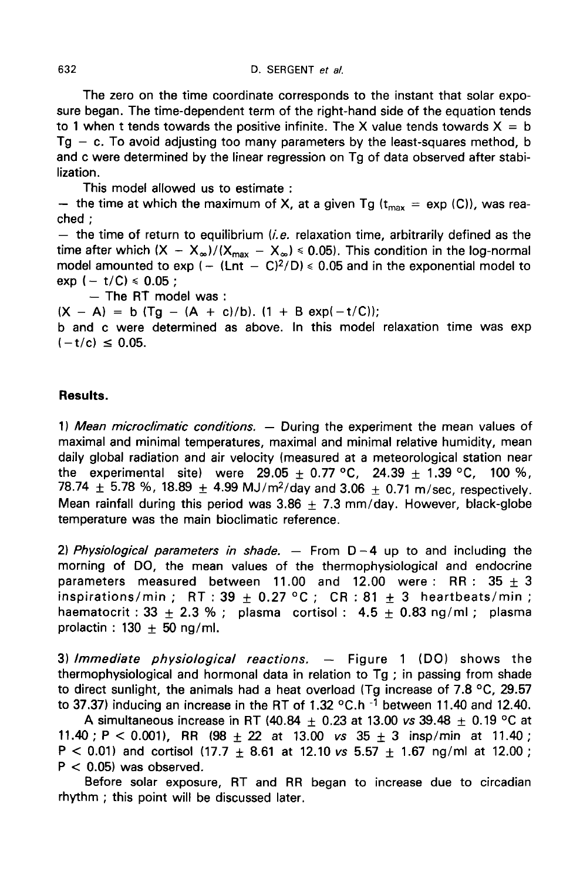The zero on the time coordinate corresponds to the instant that solar exposure began. The time-dependent term of the right-hand side of the equation tends to 1 when t tends towards the positive infinite. The X value tends towards $X = b\, Tg - c$. To avoid adjusting too many parameters by the least-squares method, b and c were determined by the linear regression on Tg of data observed after stabilization.

This model allowed us to estimate :

— the time at which the maximum of X, at a given Tg ($t_{max} = \exp(C)$), was reached ;

— the time of return to equilibrium (*i.e.* relaxation time, arbitrarily defined as the time after which $(X - X_{\infty})/(X_{max} - X_{\infty}) \leq 0.05$). This condition in the log-normal model amounted to $\exp(-(Lnt - C)^2/D) \leq 0.05$ and in the exponential model to $\exp(-t/C) \leq 0.05$ ;

— The RT model was :

$(X - A) = b\,(Tg - (A + c)/b).\,(1 + B \exp(-t/C))$;

b and c were determined as above. In this model relaxation time was $\exp(-t/c) \leq 0.05$.

## Results.

1) *Mean microclimatic conditions.* — During the experiment the mean values of maximal and minimal temperatures, maximal and minimal relative humidity, mean daily global radiation and air velocity (measured at a meteorological station near the experimental site) were 29.05 ± 0.77 °C, 24.39 ± 1.39 °C, 100 %, 78.74 ± 5.78 %, 18.89 ± 4.99 $MJ/m^2$/day and 3.06 ± 0.71 m/sec, respectively. Mean rainfall during this period was 3.86 ± 7.3 mm/day. However, black-globe temperature was the main bioclimatic reference.

2) *Physiological parameters in shade.* — From D−4 up to and including the morning of D0, the mean values of the thermophysiological and endocrine parameters measured between 11.00 and 12.00 were : RR : 35 ± 3 inspirations/min ; RT : 39 ± 0.27 °C ; CR : 81 ± 3 heartbeats/min ; haematocrit : 33 ± 2.3 % ; plasma cortisol : 4.5 ± 0.83 ng/ml ; plasma prolactin : 130 ± 50 ng/ml.

3) *Immediate physiological reactions.* — Figure 1 (D0) shows the thermophysiological and hormonal data in relation to Tg ; in passing from shade to direct sunlight, the animals had a heat overload (Tg increase of 7.8 °C, 29.57 to 37.37) inducing an increase in the RT of 1.32 °C.$h^{-1}$ between 11.40 and 12.40.

A simultaneous increase in RT (40.84 ± 0.23 at 13.00 *vs* 39.48 ± 0.19 °C at 11.40 ; $P < 0.001$), RR (98 ± 22 at 13.00 *vs* 35 ± 3 insp/min at 11.40 ; $P < 0.01$) and cortisol (17.7 ± 8.61 at 12.10 *vs* 5.57 ± 1.67 ng/ml at 12.00 ; $P < 0.05$) was observed.

Before solar exposure, RT and RR began to increase due to circadian rhythm ; this point will be discussed later.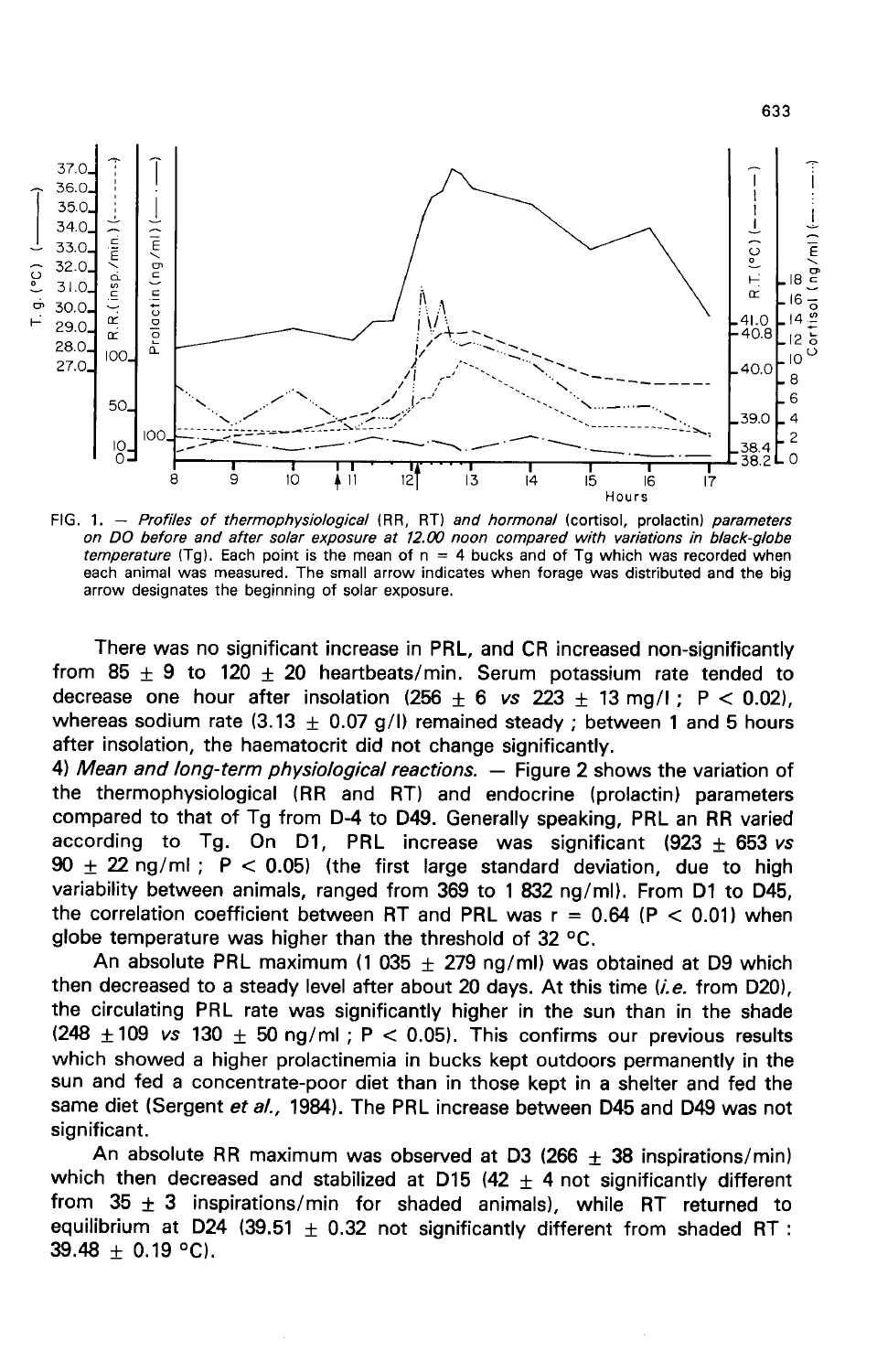FIG. 1. — *Profiles of thermophysiological* (RR, RT) *and hormonal* (cortisol, prolactin) *parameters on DO before and after solar exposure at 12.00 noon compared with variations in black-globe temperature* (Tg). Each point is the mean of n = 4 bucks and of Tg which was recorded when each animal was measured. The small arrow indicates when forage was distributed and the big arrow designates the beginning of solar exposure.

There was no significant increase in PRL, and CR increased non-significantly from 85 ± 9 to 120 ± 20 heartbeats/min. Serum potassium rate tended to decrease one hour after insolation (256 ± 6 *vs* 223 ± 13 mg/l ; $P < 0.02$), whereas sodium rate (3.13 ± 0.07 g/l) remained steady ; between 1 and 5 hours after insolation, the haematocrit did not change significantly.

4) *Mean and long-term physiological reactions.* — Figure 2 shows the variation of the thermophysiological (RR and RT) and endocrine (prolactin) parameters compared to that of Tg from D-4 to D49. Generally speaking, PRL an RR varied according to Tg. On D1, PRL increase was significant (923 ± 653 *vs* 90 ± 22 ng/ml ; $P < 0.05$) (the first large standard deviation, due to high variability between animals, ranged from 369 to 1 832 ng/ml). From D1 to D45, the correlation coefficient between RT and PRL was $r = 0.64$ ($P < 0.01$) when globe temperature was higher than the threshold of 32 °C.

An absolute PRL maximum (1 035 ± 279 ng/ml) was obtained at D9 which then decreased to a steady level after about 20 days. At this time (*i.e.* from D20), the circulating PRL rate was significantly higher in the sun than in the shade (248 ± 109 *vs* 130 ± 50 ng/ml ; $P < 0.05$). This confirms our previous results which showed a higher prolactinemia in bucks kept outdoors permanently in the sun and fed a concentrate-poor diet than in those kept in a shelter and fed the same diet (Sergent *et al.*, 1984). The PRL increase between D45 and D49 was not significant.

An absolute RR maximum was observed at D3 (266 ± 38 inspirations/min) which then decreased and stabilized at D15 (42 ± 4 not significantly different from 35 ± 3 inspirations/min for shaded animals), while RT returned to equilibrium at D24 (39.51 ± 0.32 not significantly different from shaded RT : 39.48 ± 0.19 °C).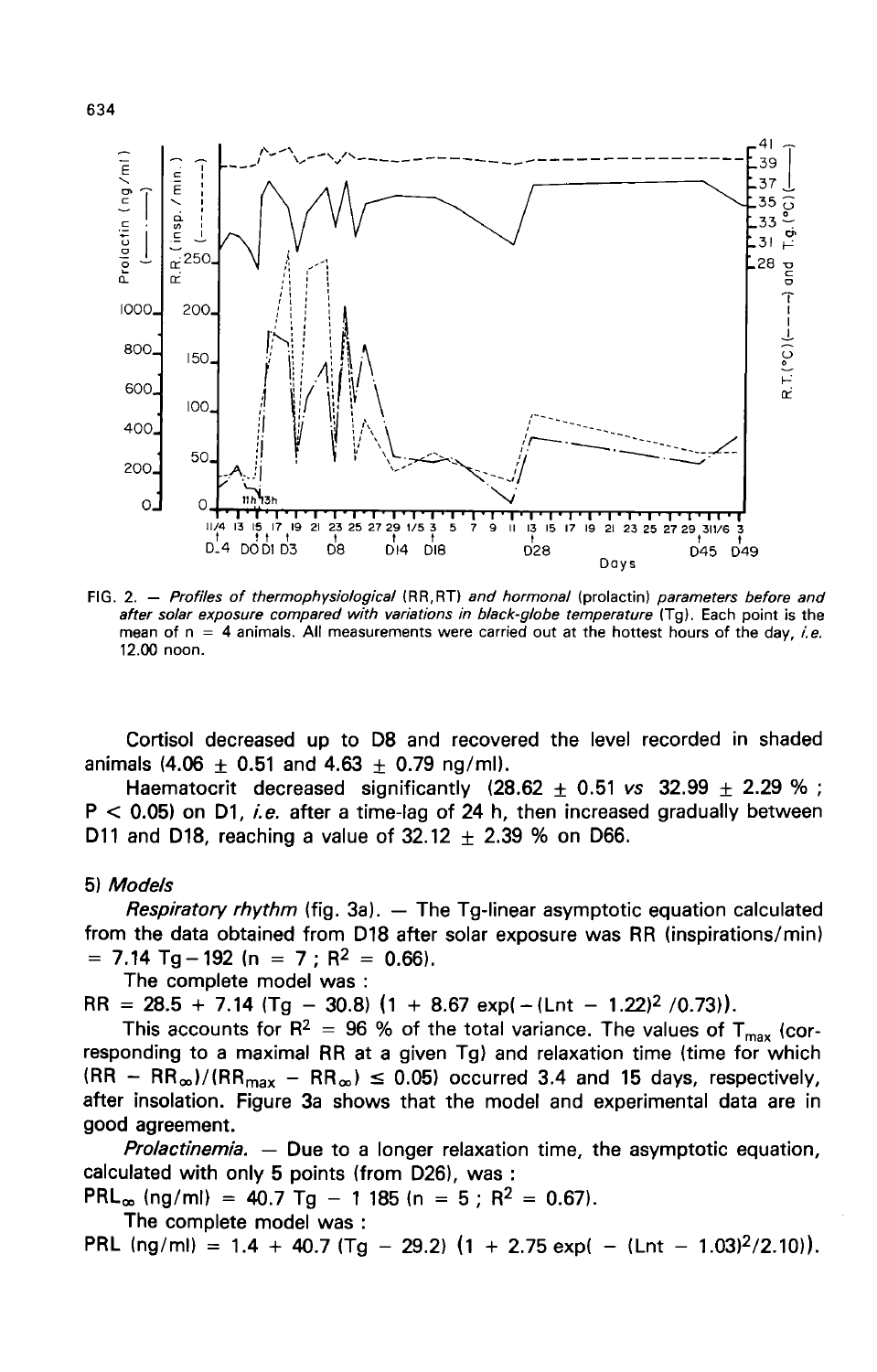FIG. 2. — *Profiles of thermophysiological (RR, RT) and hormonal (prolactin) parameters before and after solar exposure compared with variations in black-globe temperature (Tg). Each point is the mean of n = 4 animals. All measurements were carried out at the hottest hours of the day, i.e. 12.00 noon.*

Cortisol decreased up to D8 and recovered the level recorded in shaded animals (4.06 ± 0.51 and 4.63 ± 0.79 ng/ml).

Haematocrit decreased significantly (28.62 ± 0.51 *vs* 32.99 ± 2.29 % ; $P < 0.05$) on D1, *i.e.* after a time-lag of 24 h, then increased gradually between D11 and D18, reaching a value of 32.12 ± 2.39 % on D66.

## 5) *Models*

*Respiratory rhythm* (fig. 3a). — The Tg-linear asymptotic equation calculated from the data obtained from D18 after solar exposure was RR (inspirations/min) = 7.14 Tg − 192 (n = 7 ; $R^2 = 0.66$).

The complete model was :

$$RR = 28.5 + 7.14\ (Tg - 30.8)\ (1 + 8.67 \exp(-(\mathrm{Ln}t - 1.22)^2/0.73)).$$

This accounts for $R^2 = 96$ % of the total variance. The values of $T_{max}$ (corresponding to a maximal RR at a given Tg) and relaxation time (time for which $(RR - RR_\infty)/(RR_{max} - RR_\infty) \leq 0.05$) occurred 3.4 and 15 days, respectively, after insolation. Figure 3a shows that the model and experimental data are in good agreement.

*Prolactinemia.* — Due to a longer relaxation time, the asymptotic equation, calculated with only 5 points (from D26), was :

$PRL_\infty$ (ng/ml) = 40.7 Tg − 1 185 (n = 5 ; $R^2 = 0.67$).

The complete model was :

$$PRL\ (ng/ml) = 1.4 + 40.7\ (Tg - 29.2)\ (1 + 2.75 \exp(-(\mathrm{Ln}t - 1.03)^2/2.10)).$$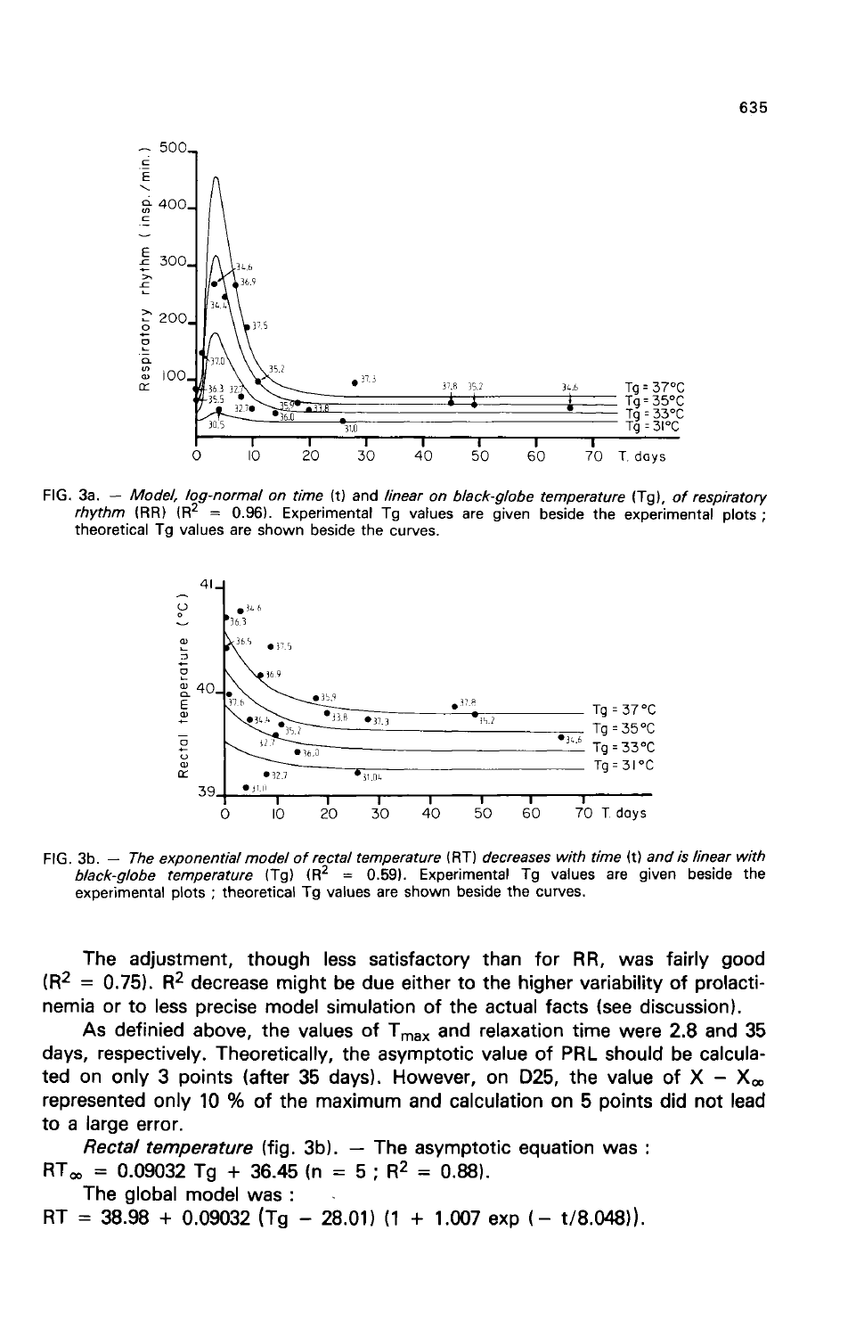FIG. 3a. — *Model, log-normal on time* (t) *and linear on black-globe temperature* (Tg), *of respiratory rhythm* (RR) ($R^2$ = 0.96). Experimental Tg values are given beside the experimental plots ; theoretical Tg values are shown beside the curves.

FIG. 3b. — *The exponential model of rectal temperature* (RT) *decreases with time* (t) *and is linear with black-globe temperature* (Tg) ($R^2$ = 0.59). Experimental Tg values are given beside the experimental plots ; theoretical Tg values are shown beside the curves.

The adjustment, though less satisfactory than for RR, was fairly good ($R^2$ = 0.75). $R^2$ decrease might be due either to the higher variability of prolactinemia or to less precise model simulation of the actual facts (see discussion).

As definied above, the values of $T_{max}$ and relaxation time were 2.8 and 35 days, respectively. Theoretically, the asymptotic value of PRL should be calculated on only 3 points (after 35 days). However, on D25, the value of $X - X_{\infty}$ represented only 10 % of the maximum and calculation on 5 points did not lead to a large error.

*Rectal temperature* (fig. 3b). — The asymptotic equation was :

$RT_{\infty} = 0.09032\ Tg + 36.45$ (n = 5 ; $R^2$ = 0.88).

The global model was :

$$RT = 38.98 + 0.09032\ (Tg - 28.01)\ (1 + 1.007 \exp(-t/8.048)).$$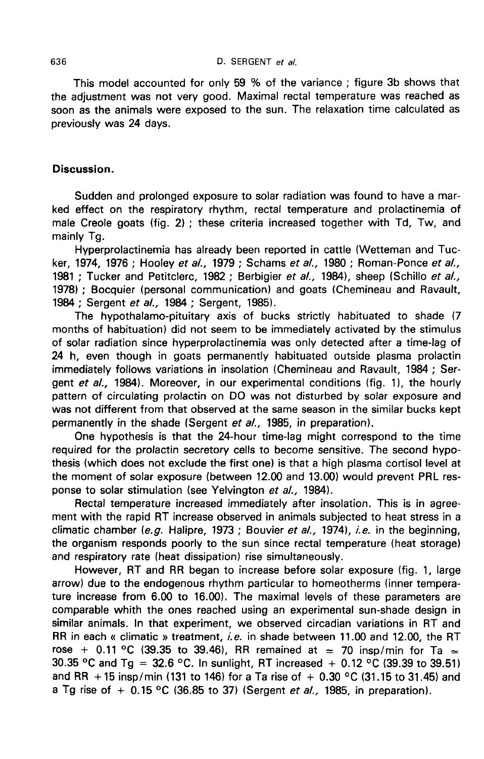This model accounted for only 59 % of the variance ; figure 3b shows that the adjustment was not very good. Maximal rectal temperature was reached as soon as the animals were exposed to the sun. The relaxation time calculated as previously was 24 days.

## Discussion.

Sudden and prolonged exposure to solar radiation was found to have a marked effect on the respiratory rhythm, rectal temperature and prolactinemia of male Creole goats (fig. 2) ; these criteria increased together with Td, Tw, and mainly Tg.

Hyperprolactinemia has already been reported in cattle (Wetteman and Tucker, 1974, 1976 ; Hooley *et al.,* 1979 ; Schams *et al.,* 1980 ; Roman-Ponce *et al.,* 1981 ; Tucker and Petitclerc, 1982 ; Berbigier *et al.,* 1984), sheep (Schillo *et al.,* 1978) ; Bocquier (personal communication) and goats (Chemineau and Ravault, 1984 ; Sergent *et al.,* 1984 ; Sergent, 1985).

The hypothalamo-pituitary axis of bucks strictly habituated to shade (7 months of habituation) did not seem to be immediately activated by the stimulus of solar radiation since hyperprolactinemia was only detected after a time-lag of 24 h, even though in goats permanently habituated outside plasma prolactin immediately follows variations in insolation (Chemineau and Ravault, 1984 ; Sergent *et al.,* 1984). Moreover, in our experimental conditions (fig. 1), the hourly pattern of circulating prolactin on D0 was not disturbed by solar exposure and was not different from that observed at the same season in the similar bucks kept permanently in the shade (Sergent *et al.,* 1985, in preparation).

One hypothesis is that the 24-hour time-lag might correspond to the time required for the prolactin secretory cells to become sensitive. The second hypothesis (which does not exclude the first one) is that a high plasma cortisol level at the moment of solar exposure (between 12.00 and 13.00) would prevent PRL response to solar stimulation (see Yelvington *et al.,* 1984).

Rectal temperature increased immediately after insolation. This is in agreement with the rapid RT increase observed in animals subjected to heat stress in a climatic chamber (*e.g.* Halipre, 1973 ; Bouvier *et al.,* 1974), *i.e.* in the beginning, the organism responds poorly to the sun since rectal temperature (heat storage) and respiratory rate (heat dissipation) rise simultaneously.

However, RT and RR began to increase before solar exposure (fig. 1, large arrow) due to the endogenous rhythm particular to homeotherms (inner temperature increase from 6.00 to 16.00). The maximal levels of these parameters are comparable whith the ones reached using an experimental sun-shade design in similar animals. In that experiment, we observed circadian variations in RT and RR in each « climatic » treatment, *i.e.* in shade between 11.00 and 12.00, the RT rose + 0.11 °C (39.35 to 39.46), RR remained at $\simeq$ 70 insp/min for Ta $\simeq$ 30.35 °C and Tg = 32.6 °C. In sunlight, RT increased + 0.12 °C (39.39 to 39.51) and RR +15 insp/min (131 to 146) for a Ta rise of + 0.30 °C (31.15 to 31.45) and a Tg rise of + 0.15 °C (36.85 to 37) (Sergent *et al.,* 1985, in preparation).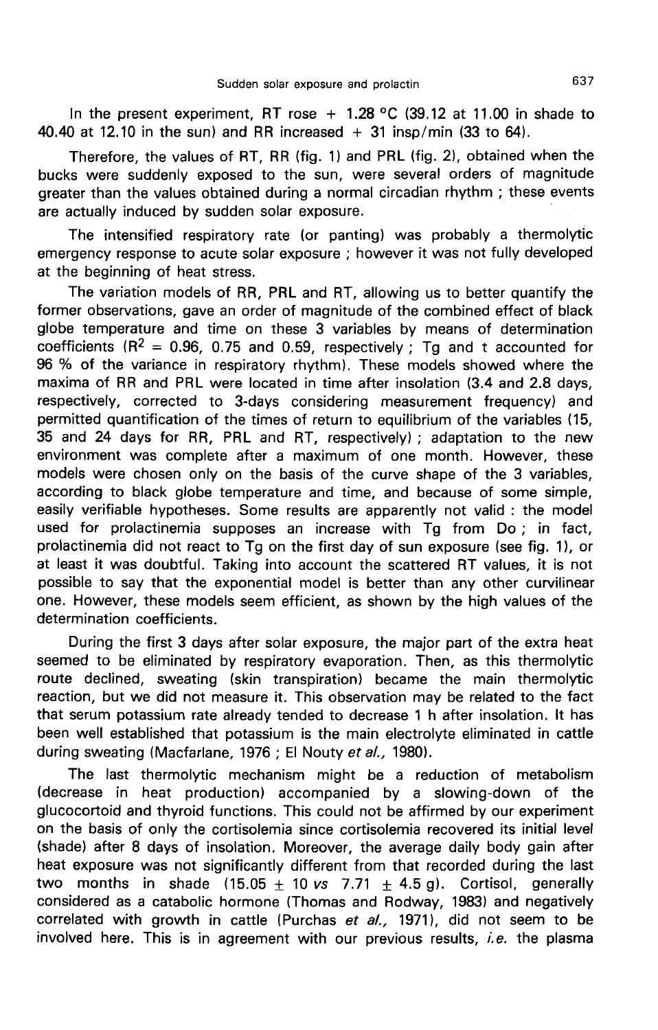In the present experiment, RT rose + 1.28 °C (39.12 at 11.00 in shade to 40.40 at 12.10 in the sun) and RR increased + 31 insp/min (33 to 64).

Therefore, the values of RT, RR (fig. 1) and PRL (fig. 2), obtained when the bucks were suddenly exposed to the sun, were several orders of magnitude greater than the values obtained during a normal circadian rhythm ; these events are actually induced by sudden solar exposure.

The intensified respiratory rate (or panting) was probably a thermolytic emergency response to acute solar exposure ; however it was not fully developed at the beginning of heat stress.

The variation models of RR, PRL and RT, allowing us to better quantify the former observations, gave an order of magnitude of the combined effect of black globe temperature and time on these 3 variables by means of determination coefficients ($R^2$ = 0.96, 0.75 and 0.59, respectively ; Tg and t accounted for 96 % of the variance in respiratory rhythm). These models showed where the maxima of RR and PRL were located in time after insolation (3.4 and 2.8 days, respectively, corrected to 3-days considering measurement frequency) and permitted quantification of the times of return to equilibrium of the variables (15, 35 and 24 days for RR, PRL and RT, respectively) ; adaptation to the new environment was complete after a maximum of one month. However, these models were chosen only on the basis of the curve shape of the 3 variables, according to black globe temperature and time, and because of some simple, easily verifiable hypotheses. Some results are apparently not valid : the model used for prolactinemia supposes an increase with Tg from Do ; in fact, prolactinemia did not react to Tg on the first day of sun exposure (see fig. 1), or at least it was doubtful. Taking into account the scattered RT values, it is not possible to say that the exponential model is better than any other curvilinear one. However, these models seem efficient, as shown by the high values of the determination coefficients.

During the first 3 days after solar exposure, the major part of the extra heat seemed to be eliminated by respiratory evaporation. Then, as this thermolytic route declined, sweating (skin transpiration) became the main thermolytic reaction, but we did not measure it. This observation may be related to the fact that serum potassium rate already tended to decrease 1 h after insolation. It has been well established that potassium is the main electrolyte eliminated in cattle during sweating (Macfarlane, 1976 ; El Nouty *et al.,* 1980).

The last thermolytic mechanism might be a reduction of metabolism (decrease in heat production) accompanied by a slowing-down of the glucocortoid and thyroid functions. This could not be affirmed by our experiment on the basis of only the cortisolemia since cortisolemia recovered its initial level (shade) after 8 days of insolation. Moreover, the average daily body gain after heat exposure was not significantly different from that recorded during the last two months in shade (15.05 ± 10 *vs* 7.71 ± 4.5 g). Cortisol, generally considered as a catabolic hormone (Thomas and Rodway, 1983) and negatively correlated with growth in cattle (Purchas *et al.,* 1971), did not seem to be involved here. This is in agreement with our previous results, *i.e.* the plasma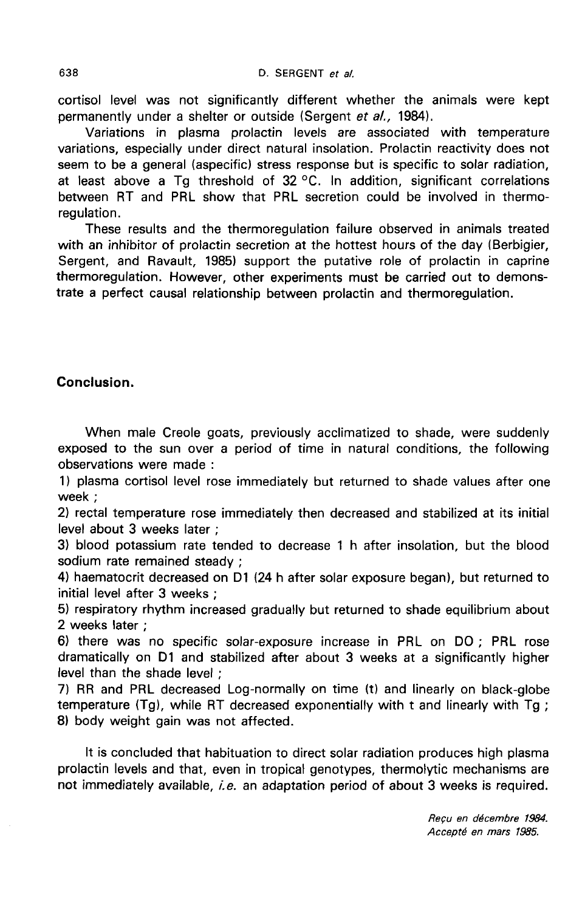cortisol level was not significantly different whether the animals were kept permanently under a shelter or outside (Sergent *et al.*, 1984).

Variations in plasma prolactin levels are associated with temperature variations, especially under direct natural insolation. Prolactin reactivity does not seem to be a general (aspecific) stress response but is specific to solar radiation, at least above a Tg threshold of 32 °C. In addition, significant correlations between RT and PRL show that PRL secretion could be involved in thermoregulation.

These results and the thermoregulation failure observed in animals treated with an inhibitor of prolactin secretion at the hottest hours of the day (Berbigier, Sergent, and Ravault, 1985) support the putative role of prolactin in caprine thermoregulation. However, other experiments must be carried out to demonstrate a perfect causal relationship between prolactin and thermoregulation.

## Conclusion.

When male Creole goats, previously acclimatized to shade, were suddenly exposed to the sun over a period of time in natural conditions, the following observations were made :

1) plasma cortisol level rose immediately but returned to shade values after one week ;
2) rectal temperature rose immediately then decreased and stabilized at its initial level about 3 weeks later ;
3) blood potassium rate tended to decrease 1 h after insolation, but the blood sodium rate remained steady ;
4) haematocrit decreased on D1 (24 h after solar exposure began), but returned to initial level after 3 weeks ;
5) respiratory rhythm increased gradually but returned to shade equilibrium about 2 weeks later ;
6) there was no specific solar-exposure increase in PRL on D0 ; PRL rose dramatically on D1 and stabilized after about 3 weeks at a significantly higher level than the shade level ;
7) RR and PRL decreased Log-normally on time (t) and linearly on black-globe temperature (Tg), while RT decreased exponentially with t and linearly with Tg ;
8) body weight gain was not affected.

It is concluded that habituation to direct solar radiation produces high plasma prolactin levels and that, even in tropical genotypes, thermolytic mechanisms are not immediately available, *i.e.* an adaptation period of about 3 weeks is required.

*Reçu en décembre 1984.*
*Accepté en mars 1985.*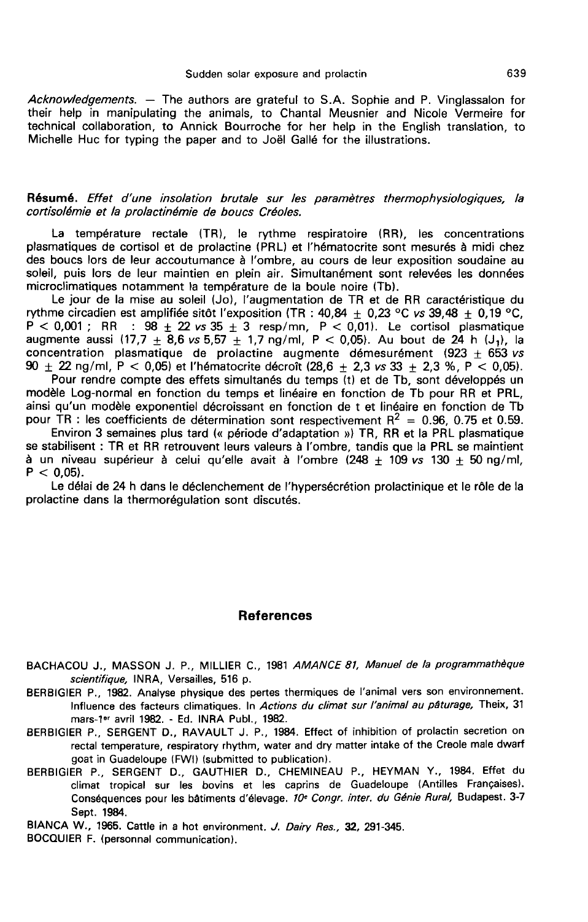*Acknowledgements.* — The authors are grateful to S.A. Sophie and P. Vinglassalon for their help in manipulating the animals, to Chantal Meusnier and Nicole Vermeire for technical collaboration, to Annick Bourroche for her help in the English translation, to Michelle Huc for typing the paper and to Joël Gallé for the illustrations.

**Résumé.** *Effet d'une insolation brutale sur les paramètres thermophysiologiques, la cortisolémie et la prolactinémie de boucs Créoles.*

La température rectale (TR), le rythme respiratoire (RR), les concentrations plasmatiques de cortisol et de prolactine (PRL) et l'hématocrite sont mesurés à midi chez des boucs lors de leur accoutumance à l'ombre, au cours de leur exposition soudaine au soleil, puis lors de leur maintien en plein air. Simultanément sont relevées les données microclimatiques notamment la température de la boule noire (Tb).

Le jour de la mise au soleil (Jo), l'augmentation de TR et de RR caractéristique du rythme circadien est amplifiée sitôt l'exposition (TR : 40,84 ± 0,23 °C *vs* 39,48 ± 0,19 °C, $P < 0,001$ ; RR : 98 ± 22 *vs* 35 ± 3 resp/mn, $P < 0,01$). Le cortisol plasmatique augmente aussi (17,7 ± 8,6 *vs* 5,57 ± 1,7 ng/ml, $P < 0,05$). Au bout de 24 h ($J_1$), la concentration plasmatique de prolactine augmente démesurément (923 ± 653 *vs* 90 ± 22 ng/ml, $P < 0,05$) et l'hématocrite décroît (28,6 ± 2,3 *vs* 33 ± 2,3 %, $P < 0,05$).

Pour rendre compte des effets simultanés du temps (t) et de Tb, sont développés un modèle Log-normal en fonction du temps et linéaire en fonction de Tb pour RR et PRL, ainsi qu'un modèle exponentiel décroissant en fonction de t et linéaire en fonction de Tb pour TR : les coefficients de détermination sont respectivement $R^2 = 0.96$, 0.75 et 0.59.

Environ 3 semaines plus tard (« période d'adaptation ») TR, RR et la PRL plasmatique se stabilisent : TR et RR retrouvent leurs valeurs à l'ombre, tandis que la PRL se maintient à un niveau supérieur à celui qu'elle avait à l'ombre (248 ± 109 *vs* 130 ± 50 ng/ml, $P < 0,05$).

Le délai de 24 h dans le déclenchement de l'hypersécrétion prolactinique et le rôle de la prolactine dans la thermorégulation sont discutés.

## References

BACHACOU J., MASSON J. P., MILLIER C., 1981 *AMANCE 81, Manuel de la programmathèque scientifique,* INRA, Versailles, 516 p.

BERBIGIER P., 1982. Analyse physique des pertes thermiques de l'animal vers son environnement. Influence des facteurs climatiques. In *Actions du climat sur l'animal au pâturage,* Theix, 31 mars-1er avril 1982. - Ed. INRA Publ., 1982.

BERBIGIER P., SERGENT D., RAVAULT J. P., 1984. Effect of inhibition of prolactin secretion on rectal temperature, respiratory rhythm, water and dry matter intake of the Creole male dwarf goat in Guadeloupe (FWI) (submitted to publication).

BERBIGIER P., SERGENT D., GAUTHIER D., CHEMINEAU P., HEYMAN Y., 1984. Effet du climat tropical sur les bovins et les caprins de Guadeloupe (Antilles Françaises). Conséquences pour les bâtiments d'élevage. *10e Congr. inter. du Génie Rural,* Budapest. 3-7 Sept. 1984.

BIANCA W., 1965. Cattle in a hot environment. *J. Dairy Res.,* **32,** 291-345.

BOCQUIER F. (personnal communication).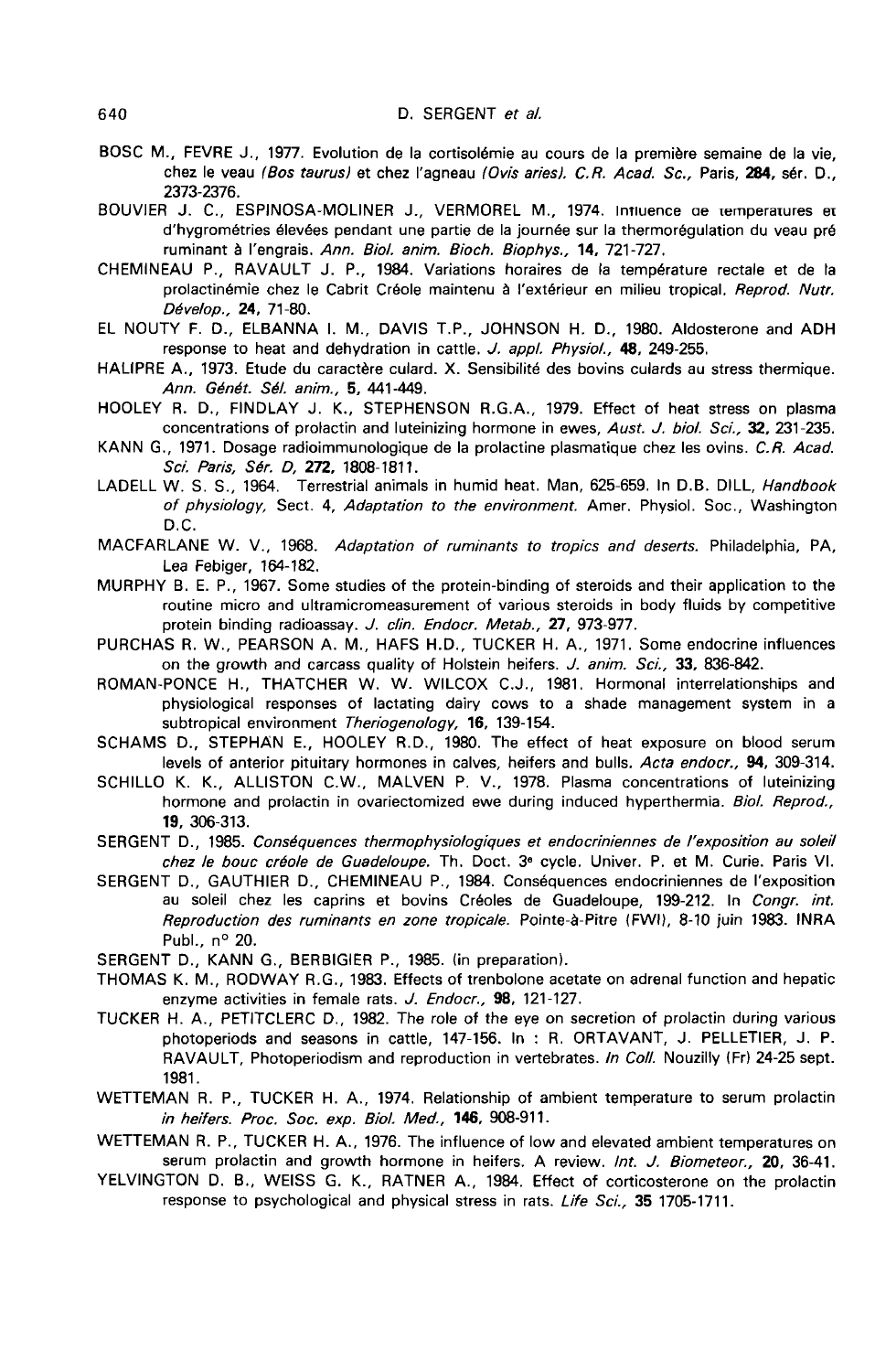BOSC M., FEVRE J., 1977. Evolution de la cortisolémie au cours de la première semaine de la vie, chez le veau *(Bos taurus)* et chez l'agneau *(Ovis aries)*. *C.R. Acad. Sc.*, Paris, **284**, sér. D., 2373-2376.

BOUVIER J. C., ESPINOSA-MOLINER J., VERMOREL M., 1974. Influence de températures et d'hygrométries élevées pendant une partie de la journée sur la thermorégulation du veau pré ruminant à l'engrais. *Ann. Biol. anim. Bioch. Biophys.*, **14**, 721-727.

CHEMINEAU P., RAVAULT J. P., 1984. Variations horaires de la température rectale et de la prolactinémie chez le Cabrit Créole maintenu à l'extérieur en milieu tropical. *Reprod. Nutr. Dévelop.*, **24**, 71-80.

EL NOUTY F. D., ELBANNA I. M., DAVIS T.P., JOHNSON H. D., 1980. Aldosterone and ADH response to heat and dehydration in cattle. *J. appl. Physiol.*, **48**, 249-255.

HALIPRE A., 1973. Etude du caractère culard. X. Sensibilité des bovins culards au stress thermique. *Ann. Génét. Sél. anim.*, **5**, 441-449.

HOOLEY R. D., FINDLAY J. K., STEPHENSON R.G.A., 1979. Effect of heat stress on plasma concentrations of prolactin and luteinizing hormone in ewes, *Aust. J. biol. Sci.*, **32**, 231-235.

KANN G., 1971. Dosage radioimmunologique de la prolactine plasmatique chez les ovins. *C.R. Acad. Sci. Paris, Sér. D*, **272**, 1808-1811.

LADELL W. S. S., 1964. Terrestrial animals in humid heat. Man, 625-659. In D.B. DILL, *Handbook of physiology*, Sect. 4, *Adaptation to the environment*. Amer. Physiol. Soc., Washington D.C.

MACFARLANE W. V., 1968. *Adaptation of ruminants to tropics and deserts*. Philadelphia, PA, Lea Febiger, 164-182.

MURPHY B. E. P., 1967. Some studies of the protein-binding of steroids and their application to the routine micro and ultramicromeasurement of various steroids in body fluids by competitive protein binding radioassay. *J. clin. Endocr. Metab.*, **27**, 973-977.

PURCHAS R. W., PEARSON A. M., HAFS H.D., TUCKER H. A., 1971. Some endocrine influences on the growth and carcass quality of Holstein heifers. *J. anim. Sci.*, **33**, 836-842.

ROMAN-PONCE H., THATCHER W. W. WILCOX C.J., 1981. Hormonal interrelationships and physiological responses of lactating dairy cows to a shade management system in a subtropical environment *Theriogenology*, **16**, 139-154.

SCHAMS D., STEPHAN E., HOOLEY R.D., 1980. The effect of heat exposure on blood serum levels of anterior pituitary hormones in calves, heifers and bulls. *Acta endocr.*, **94**, 309-314.

SCHILLO K. K., ALLISTON C.W., MALVEN P. V., 1978. Plasma concentrations of luteinizing hormone and prolactin in ovariectomized ewe during induced hyperthermia. *Biol. Reprod.*, **19**, 306-313.

SERGENT D., 1985. *Conséquences thermophysiologiques et endocriniennes de l'exposition au soleil chez le bouc créole de Guadeloupe*. Th. Doct. 3e cycle. Univer. P. et M. Curie. Paris VI.

SERGENT D., GAUTHIER D., CHEMINEAU P., 1984. Conséquences endocriniennes de l'exposition au soleil chez les caprins et bovins Créoles de Guadeloupe, 199-212. In *Congr. int. Reproduction des ruminants en zone tropicale*. Pointe-à-Pitre (FWI), 8-10 juin 1983. INRA Publ., n° 20.

SERGENT D., KANN G., BERBIGIER P., 1985. (in preparation).

THOMAS K. M., RODWAY R.G., 1983. Effects of trenbolone acetate on adrenal function and hepatic enzyme activities in female rats. *J. Endocr.*, **98**, 121-127.

TUCKER H. A., PETITCLERC D., 1982. The role of the eye on secretion of prolactin during various photoperiods and seasons in cattle, 147-156. In : R. ORTAVANT, J. PELLETIER, J. P. RAVAULT, Photoperiodism and reproduction in vertebrates. *In Coll.* Nouzilly (Fr) 24-25 sept. 1981.

WETTEMAN R. P., TUCKER H. A., 1974. Relationship of ambient temperature to serum prolactin *in heifers. Proc. Soc. exp. Biol. Med.*, **146**, 908-911.

WETTEMAN R. P., TUCKER H. A., 1976. The influence of low and elevated ambient temperatures on serum prolactin and growth hormone in heifers. A review. *Int. J. Biometeor.*, **20**, 36-41.

YELVINGTON D. B., WEISS G. K., RATNER A., 1984. Effect of corticosterone on the prolactin response to psychological and physical stress in rats. *Life Sci.*, **35** 1705-1711.